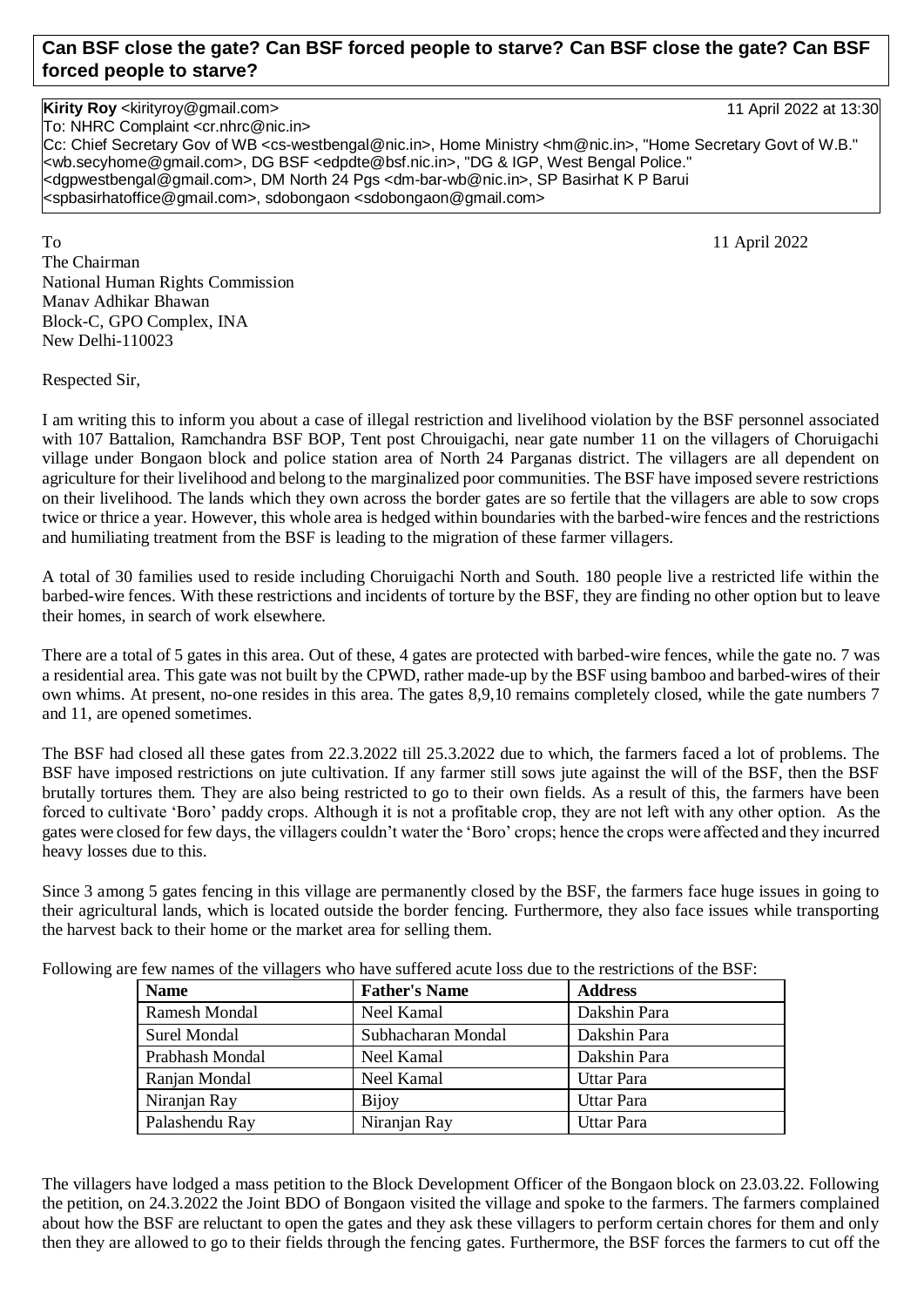**Can BSF close the gate? Can BSF forced people to starve? Can BSF close the gate? Can BSF forced people to starve?**

**Kirity Roy** <kirityroy@gmail.com> 11 April 2022 at 13:30
To: NHRC Complaint <cr.nhrc@nic.in>
Cc: Chief Secretary Gov of WB <cs-westbengal@nic.in>, Home Ministry <hm@nic.in>, "Home Secretary Govt of W.B." <wb.secyhome@gmail.com>, DG BSF <edpdte@bsf.nic.in>, "DG & IGP, West Bengal Police." <dgpwestbengal@gmail.com>, DM North 24 Pgs <dm-bar-wb@nic.in>, SP Basirhat K P Barui <spbasirhatoffice@gmail.com>, sdobongaon <sdobongaon@gmail.com>

To 11 April 2022

The Chairman
National Human Rights Commission
Manav Adhikar Bhawan
Block-C, GPO Complex, INA
New Delhi-110023

Respected Sir,

I am writing this to inform you about a case of illegal restriction and livelihood violation by the BSF personnel associated with 107 Battalion, Ramchandra BSF BOP, Tent post Chrouigachi, near gate number 11 on the villagers of Choruigachi village under Bongaon block and police station area of North 24 Parganas district. The villagers are all dependent on agriculture for their livelihood and belong to the marginalized poor communities. The BSF have imposed severe restrictions on their livelihood. The lands which they own across the border gates are so fertile that the villagers are able to sow crops twice or thrice a year. However, this whole area is hedged within boundaries with the barbed-wire fences and the restrictions and humiliating treatment from the BSF is leading to the migration of these farmer villagers.

A total of 30 families used to reside including Choruigachi North and South. 180 people live a restricted life within the barbed-wire fences. With these restrictions and incidents of torture by the BSF, they are finding no other option but to leave their homes, in search of work elsewhere.

There are a total of 5 gates in this area. Out of these, 4 gates are protected with barbed-wire fences, while the gate no. 7 was a residential area. This gate was not built by the CPWD, rather made-up by the BSF using bamboo and barbed-wires of their own whims. At present, no-one resides in this area. The gates 8,9,10 remains completely closed, while the gate numbers 7 and 11, are opened sometimes.

The BSF had closed all these gates from 22.3.2022 till 25.3.2022 due to which, the farmers faced a lot of problems. The BSF have imposed restrictions on jute cultivation. If any farmer still sows jute against the will of the BSF, then the BSF brutally tortures them. They are also being restricted to go to their own fields. As a result of this, the farmers have been forced to cultivate 'Boro' paddy crops. Although it is not a profitable crop, they are not left with any other option. As the gates were closed for few days, the villagers couldn't water the 'Boro' crops; hence the crops were affected and they incurred heavy losses due to this.

Since 3 among 5 gates fencing in this village are permanently closed by the BSF, the farmers face huge issues in going to their agricultural lands, which is located outside the border fencing. Furthermore, they also face issues while transporting the harvest back to their home or the market area for selling them.

Following are few names of the villagers who have suffered acute loss due to the restrictions of the BSF:

| Name | Father's Name | Address |
|---|---|---|
| Ramesh Mondal | Neel Kamal | Dakshin Para |
| Surel Mondal | Subhacharan Mondal | Dakshin Para |
| Prabhash Mondal | Neel Kamal | Dakshin Para |
| Ranjan Mondal | Neel Kamal | Uttar Para |
| Niranjan Ray | Bijoy | Uttar Para |
| Palashendu Ray | Niranjan Ray | Uttar Para |

The villagers have lodged a mass petition to the Block Development Officer of the Bongaon block on 23.03.22. Following the petition, on 24.3.2022 the Joint BDO of Bongaon visited the village and spoke to the farmers. The farmers complained about how the BSF are reluctant to open the gates and they ask these villagers to perform certain chores for them and only then they are allowed to go to their fields through the fencing gates. Furthermore, the BSF forces the farmers to cut off the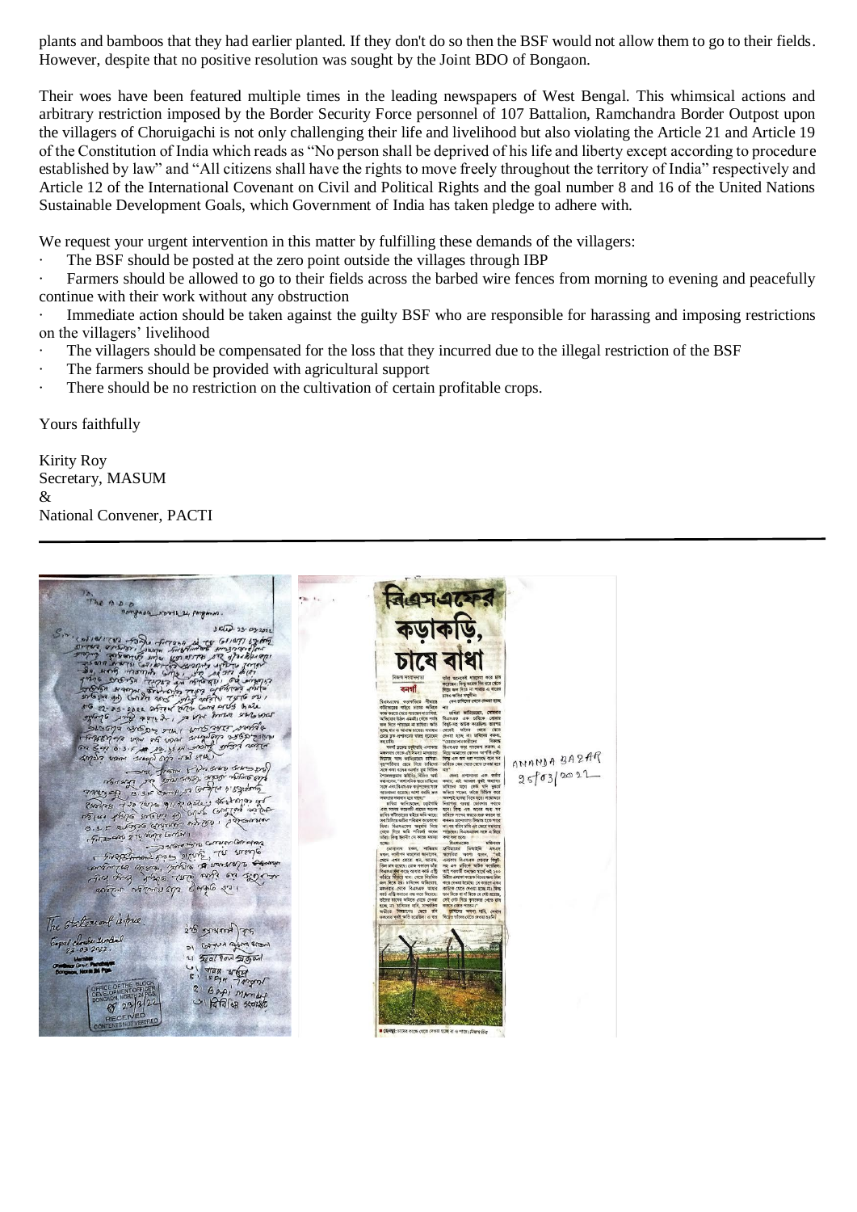plants and bamboos that they had earlier planted. If they don't do so then the BSF would not allow them to go to their fields. However, despite that no positive resolution was sought by the Joint BDO of Bongaon.

Their woes have been featured multiple times in the leading newspapers of West Bengal. This whimsical actions and arbitrary restriction imposed by the Border Security Force personnel of 107 Battalion, Ramchandra Border Outpost upon the villagers of Choruigachi is not only challenging their life and livelihood but also violating the Article 21 and Article 19 of the Constitution of India which reads as "No person shall be deprived of his life and liberty except according to procedure established by law" and "All citizens shall have the rights to move freely throughout the territory of India" respectively and Article 12 of the International Covenant on Civil and Political Rights and the goal number 8 and 16 of the United Nations Sustainable Development Goals, which Government of India has taken pledge to adhere with.

We request your urgent intervention in this matter by fulfilling these demands of the villagers:

- The BSF should be posted at the zero point outside the villages through IBP
- Farmers should be allowed to go to their fields across the barbed wire fences from morning to evening and peacefully continue with their work without any obstruction
- Immediate action should be taken against the guilty BSF who are responsible for harassing and imposing restrictions on the villagers' livelihood
- The villagers should be compensated for the loss that they incurred due to the illegal restriction of the BSF
- The farmers should be provided with agricultural support
- There should be no restriction on the cultivation of certain profitable crops.

Yours faithfully

Kirity Roy
Secretary, MASUM
&
National Convener, PACTI

---

বিএসএফের কড়াকড়ি, চাষে বাধা

ANANDA BAZAR
25/03/2022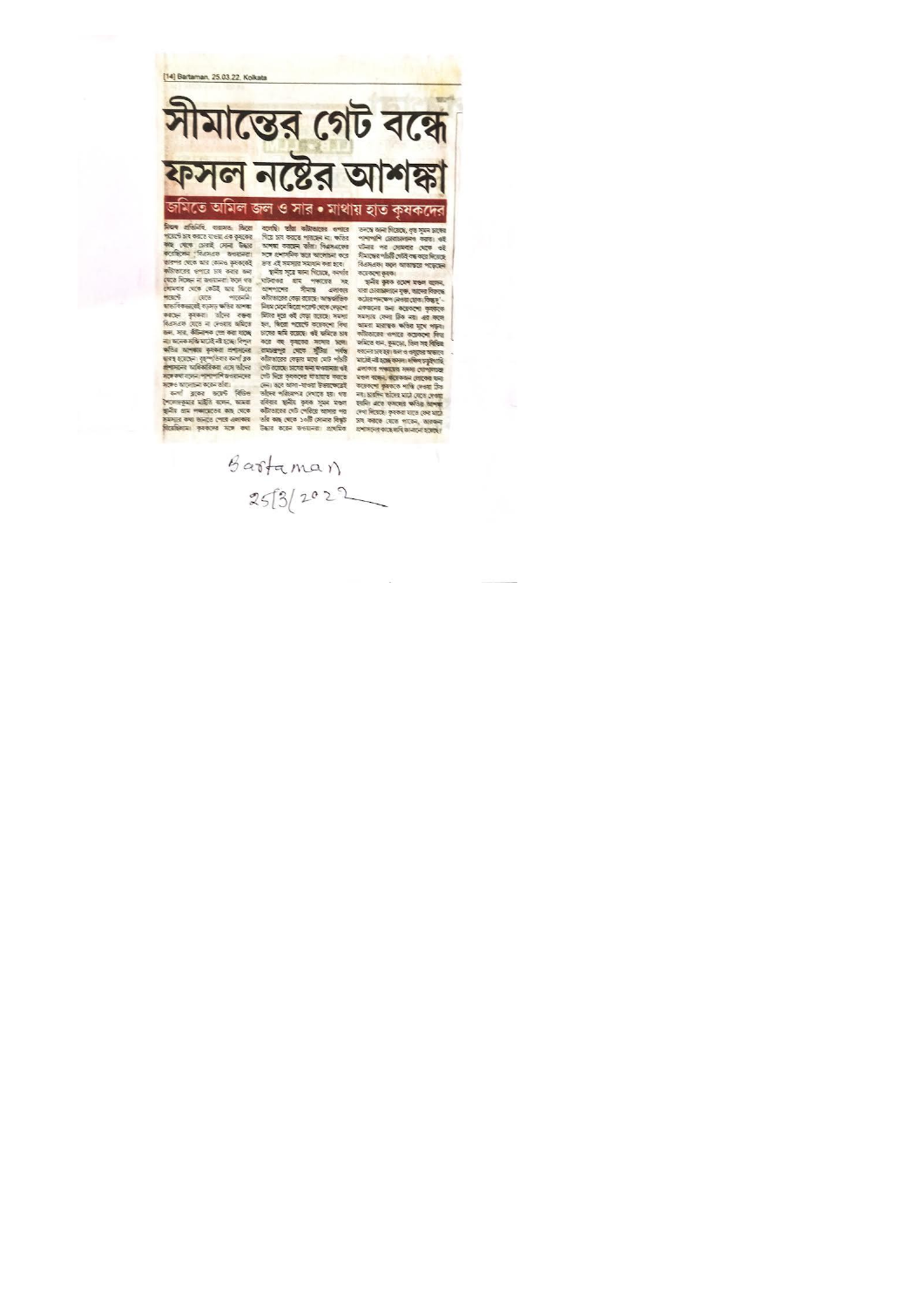[14] Bartaman, 25.03.22, Kolkata

# সীমান্তের গেট বন্ধে ফসল নষ্টের আশঙ্কা

## জমিতে অমিল জল ও সার • মাথায় হাত কৃষকদের

Bartaman
25/3/2022